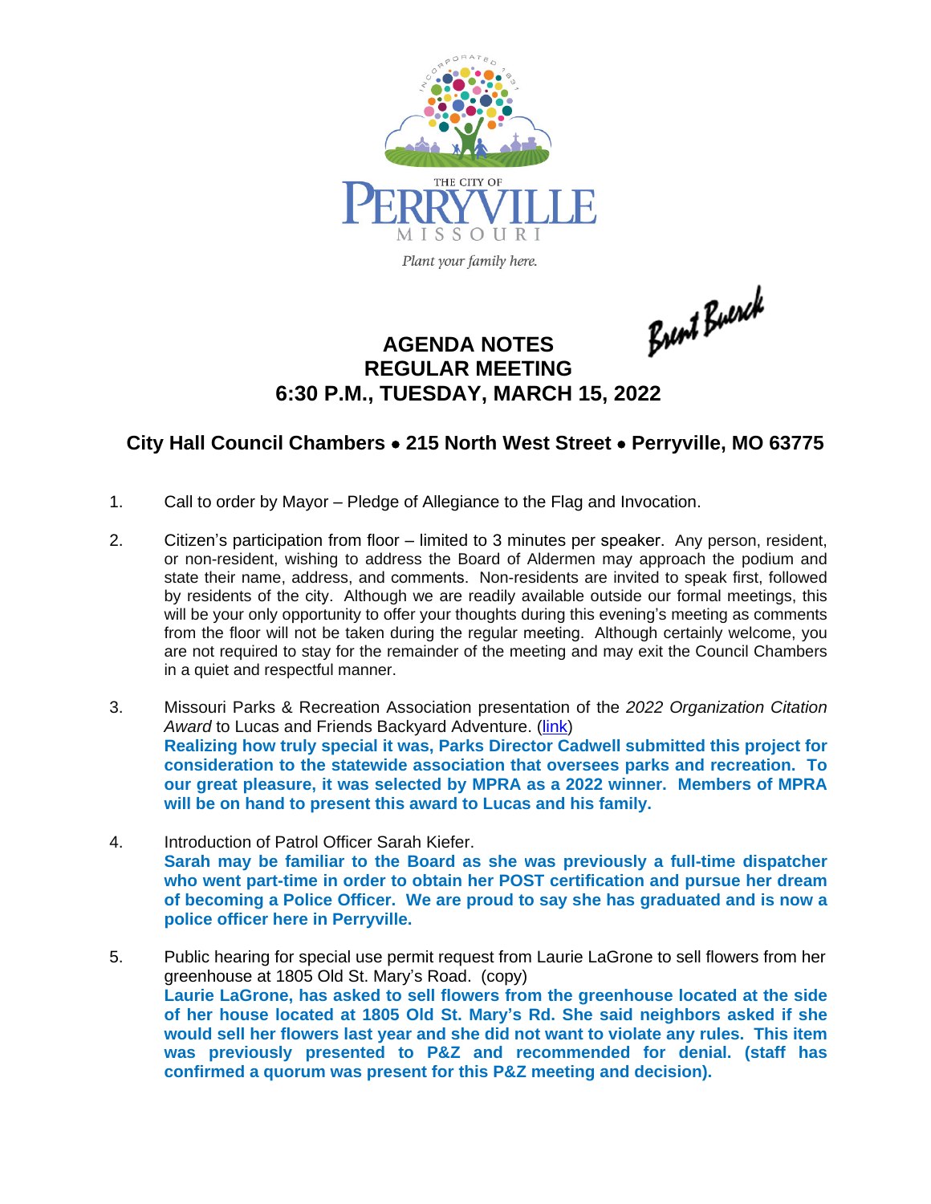THE CITY OF PERRYVILLE MISSOURI

*Plant your family here.*

Brent Buerck

# AGENDA NOTES
## REGULAR MEETING
## 6:30 P.M., TUESDAY, MARCH 15, 2022

### City Hall Council Chambers • 215 North West Street • Perryville, MO 63775

1. Call to order by Mayor – Pledge of Allegiance to the Flag and Invocation.

2. Citizen's participation from floor – limited to 3 minutes per speaker. Any person, resident, or non-resident, wishing to address the Board of Aldermen may approach the podium and state their name, address, and comments. Non-residents are invited to speak first, followed by residents of the city. Although we are readily available outside our formal meetings, this will be your only opportunity to offer your thoughts during this evening's meeting as comments from the floor will not be taken during the regular meeting. Although certainly welcome, you are not required to stay for the remainder of the meeting and may exit the Council Chambers in a quiet and respectful manner.

3. Missouri Parks & Recreation Association presentation of the *2022 Organization Citation Award* to Lucas and Friends Backyard Adventure. (link)
   **Realizing how truly special it was, Parks Director Cadwell submitted this project for consideration to the statewide association that oversees parks and recreation. To our great pleasure, it was selected by MPRA as a 2022 winner. Members of MPRA will be on hand to present this award to Lucas and his family.**

4. Introduction of Patrol Officer Sarah Kiefer.
   **Sarah may be familiar to the Board as she was previously a full-time dispatcher who went part-time in order to obtain her POST certification and pursue her dream of becoming a Police Officer. We are proud to say she has graduated and is now a police officer here in Perryville.**

5. Public hearing for special use permit request from Laurie LaGrone to sell flowers from her greenhouse at 1805 Old St. Mary's Road. (copy)
   **Laurie LaGrone, has asked to sell flowers from the greenhouse located at the side of her house located at 1805 Old St. Mary's Rd. She said neighbors asked if she would sell her flowers last year and she did not want to violate any rules. This item was previously presented to P&Z and recommended for denial. (staff has confirmed a quorum was present for this P&Z meeting and decision).**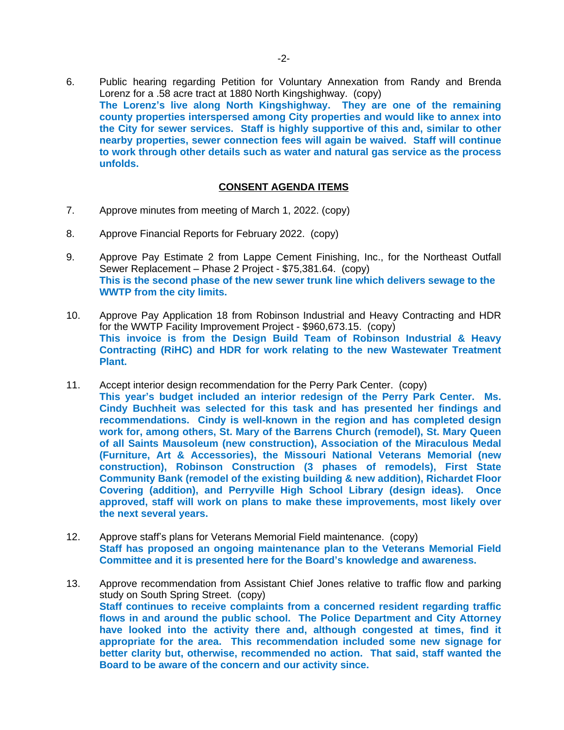6. Public hearing regarding Petition for Voluntary Annexation from Randy and Brenda Lorenz for a .58 acre tract at 1880 North Kingshighway. (copy)
   **The Lorenz's live along North Kingshighway. They are one of the remaining county properties interspersed among City properties and would like to annex into the City for sewer services. Staff is highly supportive of this and, similar to other nearby properties, sewer connection fees will again be waived. Staff will continue to work through other details such as water and natural gas service as the process unfolds.**

## CONSENT AGENDA ITEMS

7. Approve minutes from meeting of March 1, 2022. (copy)

8. Approve Financial Reports for February 2022. (copy)

9. Approve Pay Estimate 2 from Lappe Cement Finishing, Inc., for the Northeast Outfall Sewer Replacement – Phase 2 Project - $75,381.64. (copy)
   **This is the second phase of the new sewer trunk line which delivers sewage to the WWTP from the city limits.**

10. Approve Pay Application 18 from Robinson Industrial and Heavy Contracting and HDR for the WWTP Facility Improvement Project - $960,673.15. (copy)
    **This invoice is from the Design Build Team of Robinson Industrial & Heavy Contracting (RiHC) and HDR for work relating to the new Wastewater Treatment Plant.**

11. Accept interior design recommendation for the Perry Park Center. (copy)
    **This year's budget included an interior redesign of the Perry Park Center. Ms. Cindy Buchheit was selected for this task and has presented her findings and recommendations. Cindy is well-known in the region and has completed design work for, among others, St. Mary of the Barrens Church (remodel), St. Mary Queen of all Saints Mausoleum (new construction), Association of the Miraculous Medal (Furniture, Art & Accessories), the Missouri National Veterans Memorial (new construction), Robinson Construction (3 phases of remodels), First State Community Bank (remodel of the existing building & new addition), Richardet Floor Covering (addition), and Perryville High School Library (design ideas). Once approved, staff will work on plans to make these improvements, most likely over the next several years.**

12. Approve staff's plans for Veterans Memorial Field maintenance. (copy)
    **Staff has proposed an ongoing maintenance plan to the Veterans Memorial Field Committee and it is presented here for the Board's knowledge and awareness.**

13. Approve recommendation from Assistant Chief Jones relative to traffic flow and parking study on South Spring Street. (copy)
    **Staff continues to receive complaints from a concerned resident regarding traffic flows in and around the public school. The Police Department and City Attorney have looked into the activity there and, although congested at times, find it appropriate for the area. This recommendation included some new signage for better clarity but, otherwise, recommended no action. That said, staff wanted the Board to be aware of the concern and our activity since.**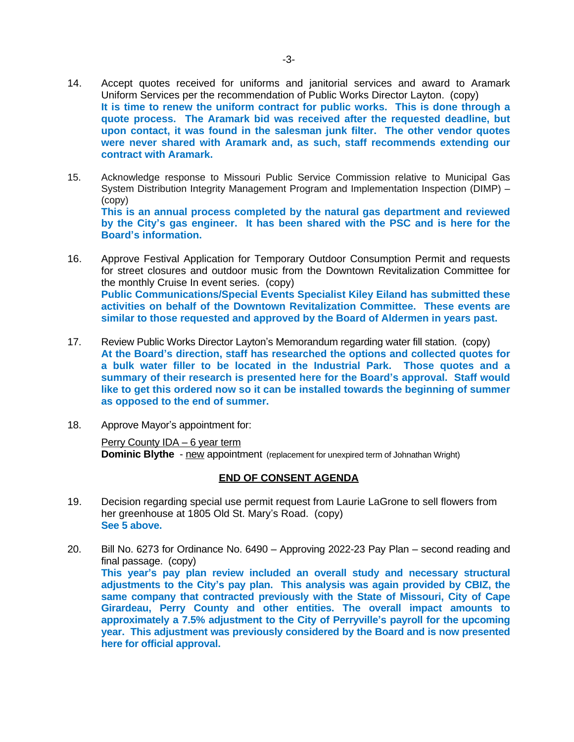14. Accept quotes received for uniforms and janitorial services and award to Aramark Uniform Services per the recommendation of Public Works Director Layton. (copy)
    **It is time to renew the uniform contract for public works. This is done through a quote process. The Aramark bid was received after the requested deadline, but upon contact, it was found in the salesman junk filter. The other vendor quotes were never shared with Aramark and, as such, staff recommends extending our contract with Aramark.**

15. Acknowledge response to Missouri Public Service Commission relative to Municipal Gas System Distribution Integrity Management Program and Implementation Inspection (DIMP) – (copy)
    **This is an annual process completed by the natural gas department and reviewed by the City's gas engineer. It has been shared with the PSC and is here for the Board's information.**

16. Approve Festival Application for Temporary Outdoor Consumption Permit and requests for street closures and outdoor music from the Downtown Revitalization Committee for the monthly Cruise In event series. (copy)
    **Public Communications/Special Events Specialist Kiley Eiland has submitted these activities on behalf of the Downtown Revitalization Committee. These events are similar to those requested and approved by the Board of Aldermen in years past.**

17. Review Public Works Director Layton's Memorandum regarding water fill station. (copy)
    **At the Board's direction, staff has researched the options and collected quotes for a bulk water filler to be located in the Industrial Park. Those quotes and a summary of their research is presented here for the Board's approval. Staff would like to get this ordered now so it can be installed towards the beginning of summer as opposed to the end of summer.**

18. Approve Mayor's appointment for:

    Perry County IDA – 6 year term
    **Dominic Blythe** - new appointment (replacement for unexpired term of Johnathan Wright)

## END OF CONSENT AGENDA

19. Decision regarding special use permit request from Laurie LaGrone to sell flowers from her greenhouse at 1805 Old St. Mary's Road. (copy)
    **See 5 above.**

20. Bill No. 6273 for Ordinance No. 6490 – Approving 2022-23 Pay Plan – second reading and final passage. (copy)
    **This year's pay plan review included an overall study and necessary structural adjustments to the City's pay plan. This analysis was again provided by CBIZ, the same company that contracted previously with the State of Missouri, City of Cape Girardeau, Perry County and other entities. The overall impact amounts to approximately a 7.5% adjustment to the City of Perryville's payroll for the upcoming year. This adjustment was previously considered by the Board and is now presented here for official approval.**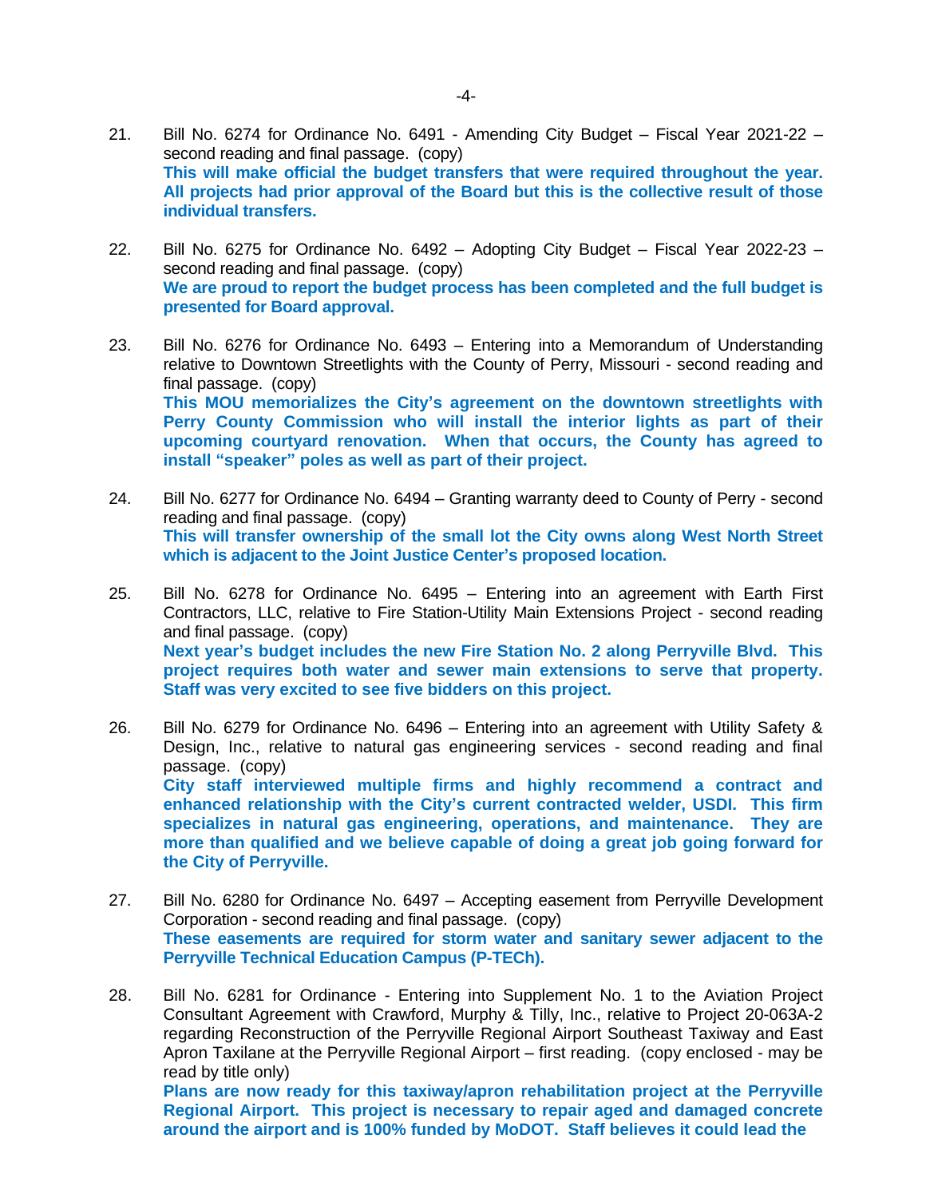21. Bill No. 6274 for Ordinance No. 6491 - Amending City Budget – Fiscal Year 2021-22 – second reading and final passage. (copy)
**This will make official the budget transfers that were required throughout the year. All projects had prior approval of the Board but this is the collective result of those individual transfers.**

22. Bill No. 6275 for Ordinance No. 6492 – Adopting City Budget – Fiscal Year 2022-23 – second reading and final passage. (copy)
**We are proud to report the budget process has been completed and the full budget is presented for Board approval.**

23. Bill No. 6276 for Ordinance No. 6493 – Entering into a Memorandum of Understanding relative to Downtown Streetlights with the County of Perry, Missouri - second reading and final passage. (copy)
**This MOU memorializes the City's agreement on the downtown streetlights with Perry County Commission who will install the interior lights as part of their upcoming courtyard renovation. When that occurs, the County has agreed to install "speaker" poles as well as part of their project.**

24. Bill No. 6277 for Ordinance No. 6494 – Granting warranty deed to County of Perry - second reading and final passage. (copy)
**This will transfer ownership of the small lot the City owns along West North Street which is adjacent to the Joint Justice Center's proposed location.**

25. Bill No. 6278 for Ordinance No. 6495 – Entering into an agreement with Earth First Contractors, LLC, relative to Fire Station-Utility Main Extensions Project - second reading and final passage. (copy)
**Next year's budget includes the new Fire Station No. 2 along Perryville Blvd. This project requires both water and sewer main extensions to serve that property. Staff was very excited to see five bidders on this project.**

26. Bill No. 6279 for Ordinance No. 6496 – Entering into an agreement with Utility Safety & Design, Inc., relative to natural gas engineering services - second reading and final passage. (copy)
**City staff interviewed multiple firms and highly recommend a contract and enhanced relationship with the City's current contracted welder, USDI. This firm specializes in natural gas engineering, operations, and maintenance. They are more than qualified and we believe capable of doing a great job going forward for the City of Perryville.**

27. Bill No. 6280 for Ordinance No. 6497 – Accepting easement from Perryville Development Corporation - second reading and final passage. (copy)
**These easements are required for storm water and sanitary sewer adjacent to the Perryville Technical Education Campus (P-TECh).**

28. Bill No. 6281 for Ordinance - Entering into Supplement No. 1 to the Aviation Project Consultant Agreement with Crawford, Murphy & Tilly, Inc., relative to Project 20-063A-2 regarding Reconstruction of the Perryville Regional Airport Southeast Taxiway and East Apron Taxilane at the Perryville Regional Airport – first reading. (copy enclosed - may be read by title only)
**Plans are now ready for this taxiway/apron rehabilitation project at the Perryville Regional Airport. This project is necessary to repair aged and damaged concrete around the airport and is 100% funded by MoDOT. Staff believes it could lead the**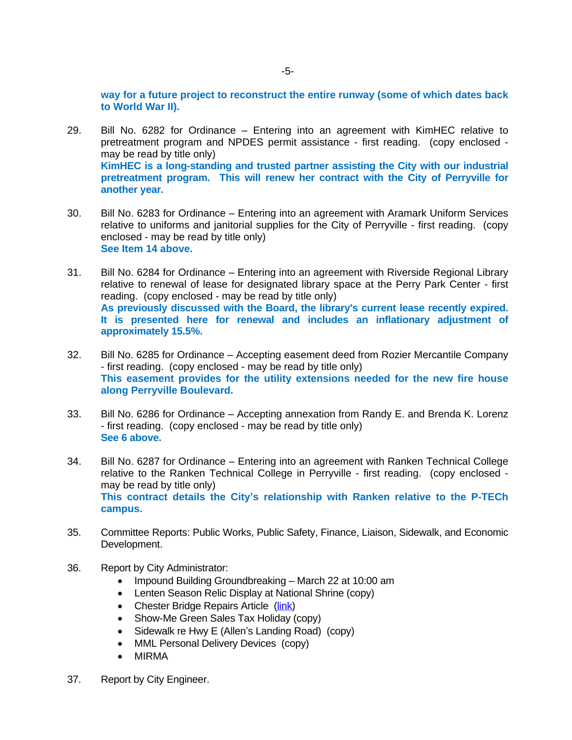**way for a future project to reconstruct the entire runway (some of which dates back to World War II).**

29. Bill No. 6282 for Ordinance – Entering into an agreement with KimHEC relative to pretreatment program and NPDES permit assistance - first reading. (copy enclosed - may be read by title only)
    **KimHEC is a long-standing and trusted partner assisting the City with our industrial pretreatment program. This will renew her contract with the City of Perryville for another year.**

30. Bill No. 6283 for Ordinance – Entering into an agreement with Aramark Uniform Services relative to uniforms and janitorial supplies for the City of Perryville - first reading. (copy enclosed - may be read by title only)
    **See Item 14 above.**

31. Bill No. 6284 for Ordinance – Entering into an agreement with Riverside Regional Library relative to renewal of lease for designated library space at the Perry Park Center - first reading. (copy enclosed - may be read by title only)
    **As previously discussed with the Board, the library's current lease recently expired. It is presented here for renewal and includes an inflationary adjustment of approximately 15.5%.**

32. Bill No. 6285 for Ordinance – Accepting easement deed from Rozier Mercantile Company - first reading. (copy enclosed - may be read by title only)
    **This easement provides for the utility extensions needed for the new fire house along Perryville Boulevard.**

33. Bill No. 6286 for Ordinance – Accepting annexation from Randy E. and Brenda K. Lorenz - first reading. (copy enclosed - may be read by title only)
    **See 6 above.**

34. Bill No. 6287 for Ordinance – Entering into an agreement with Ranken Technical College relative to the Ranken Technical College in Perryville - first reading. (copy enclosed - may be read by title only)
    **This contract details the City's relationship with Ranken relative to the P-TECh campus.**

35. Committee Reports: Public Works, Public Safety, Finance, Liaison, Sidewalk, and Economic Development.

36. Report by City Administrator:
    - Impound Building Groundbreaking – March 22 at 10:00 am
    - Lenten Season Relic Display at National Shrine (copy)
    - Chester Bridge Repairs Article (link)
    - Show-Me Green Sales Tax Holiday (copy)
    - Sidewalk re Hwy E (Allen's Landing Road) (copy)
    - MML Personal Delivery Devices (copy)
    - MIRMA

37. Report by City Engineer.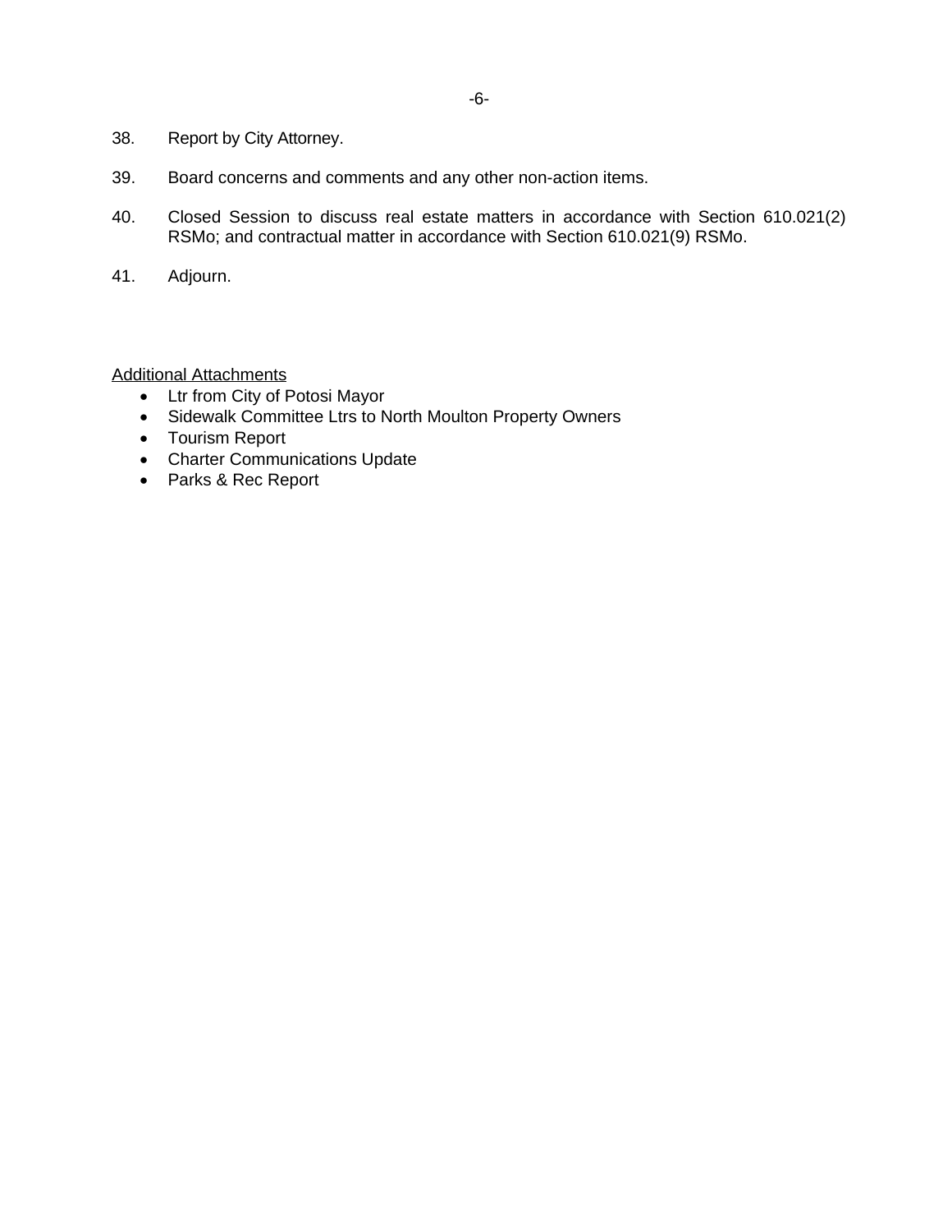38. Report by City Attorney.

39. Board concerns and comments and any other non-action items.

40. Closed Session to discuss real estate matters in accordance with Section 610.021(2) RSMo; and contractual matter in accordance with Section 610.021(9) RSMo.

41. Adjourn.

Additional Attachments

- Ltr from City of Potosi Mayor
- Sidewalk Committee Ltrs to North Moulton Property Owners
- Tourism Report
- Charter Communications Update
- Parks & Rec Report